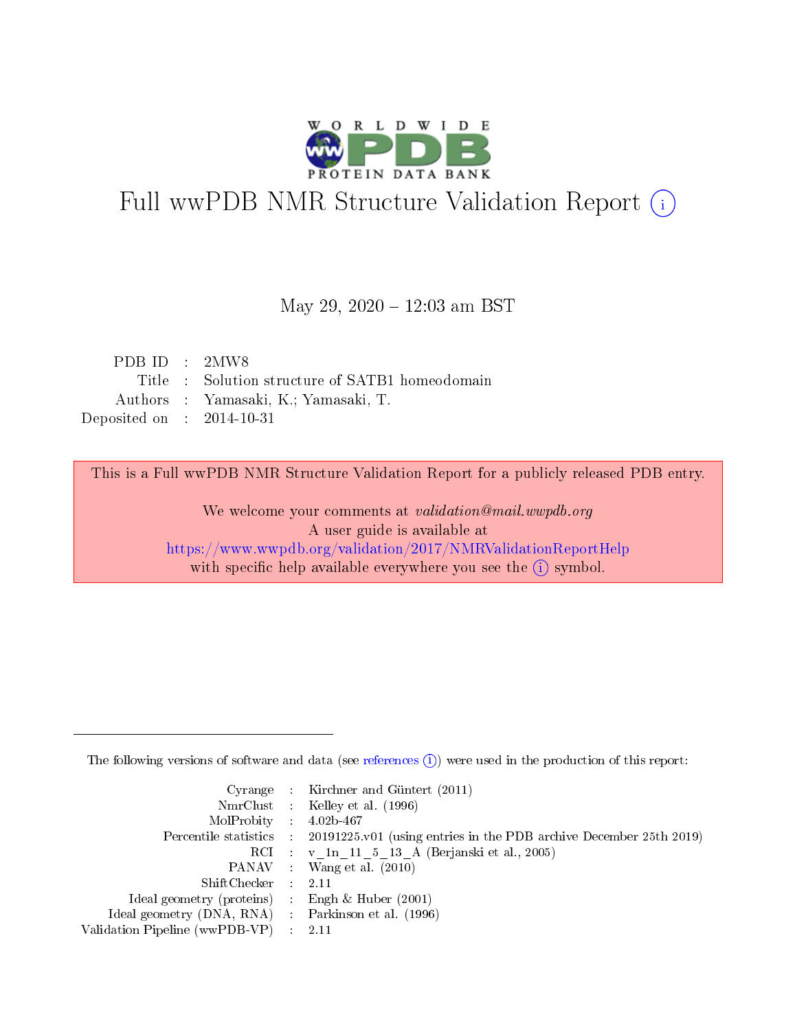# Full wwPDB NMR Structure Validation Report (i)

May 29, 2020 – 12:03 am BST

| | | |
|---|---|---|
| PDB ID | : | 2MW8 |
| Title | : | Solution structure of SATB1 homeodomain |
| Authors | : | Yamasaki, K.; Yamasaki, T. |
| Deposited on | : | 2014-10-31 |

This is a Full wwPDB NMR Structure Validation Report for a publicly released PDB entry.

We welcome your comments at *validation@mail.wwpdb.org*
A user guide is available at
https://www.wwpdb.org/validation/2017/NMRValidationReportHelp
with specific help available everywhere you see the (i) symbol.

The following versions of software and data (see references (i)) were used in the production of this report:

| | | |
|---|---|---|
| Cyrange | : | Kirchner and Güntert (2011) |
| NmrClust | : | Kelley et al. (1996) |
| MolProbity | : | 4.02b-467 |
| Percentile statistics | : | 20191225.v01 (using entries in the PDB archive December 25th 2019) |
| RCI | : | v_1n_11_5_13_A (Berjanski et al., 2005) |
| PANAV | : | Wang et al. (2010) |
| ShiftChecker | : | 2.11 |
| Ideal geometry (proteins) | : | Engh & Huber (2001) |
| Ideal geometry (DNA, RNA) | : | Parkinson et al. (1996) |
| Validation Pipeline (wwPDB-VP) | : | 2.11 |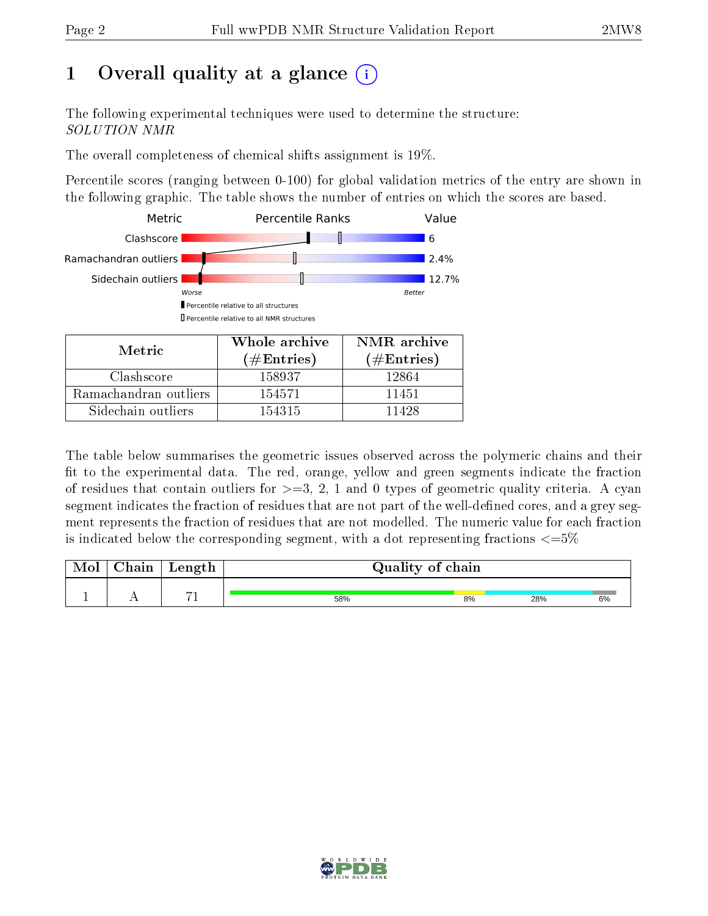# 1 Overall quality at a glance

The following experimental techniques were used to determine the structure:
*SOLUTION NMR*

The overall completeness of chemical shifts assignment is 19%.

Percentile scores (ranging between 0-100) for global validation metrics of the entry are shown in the following graphic. The table shows the number of entries on which the scores are based.

| Metric | Value |
|---|---|
| Clashscore | 6 |
| Ramachandran outliers | 2.4% |
| Sidechain outliers | 12.7% |

| Metric | Whole archive (#Entries) | NMR archive (#Entries) |
|---|---|---|
| Clashscore | 158937 | 12864 |
| Ramachandran outliers | 154571 | 11451 |
| Sidechain outliers | 154315 | 11428 |

The table below summarises the geometric issues observed across the polymeric chains and their fit to the experimental data. The red, orange, yellow and green segments indicate the fraction of residues that contain outliers for >=3, 2, 1 and 0 types of geometric quality criteria. A cyan segment indicates the fraction of residues that are not part of the well-defined cores, and a grey segment represents the fraction of residues that are not modelled. The numeric value for each fraction is indicated below the corresponding segment, with a dot representing fractions <=5%

| Mol | Chain | Length | Quality of chain |
|---|---|---|---|
| 1 | A | 71 | 58% (green), 8% (yellow), 28% (cyan), 6% (grey) |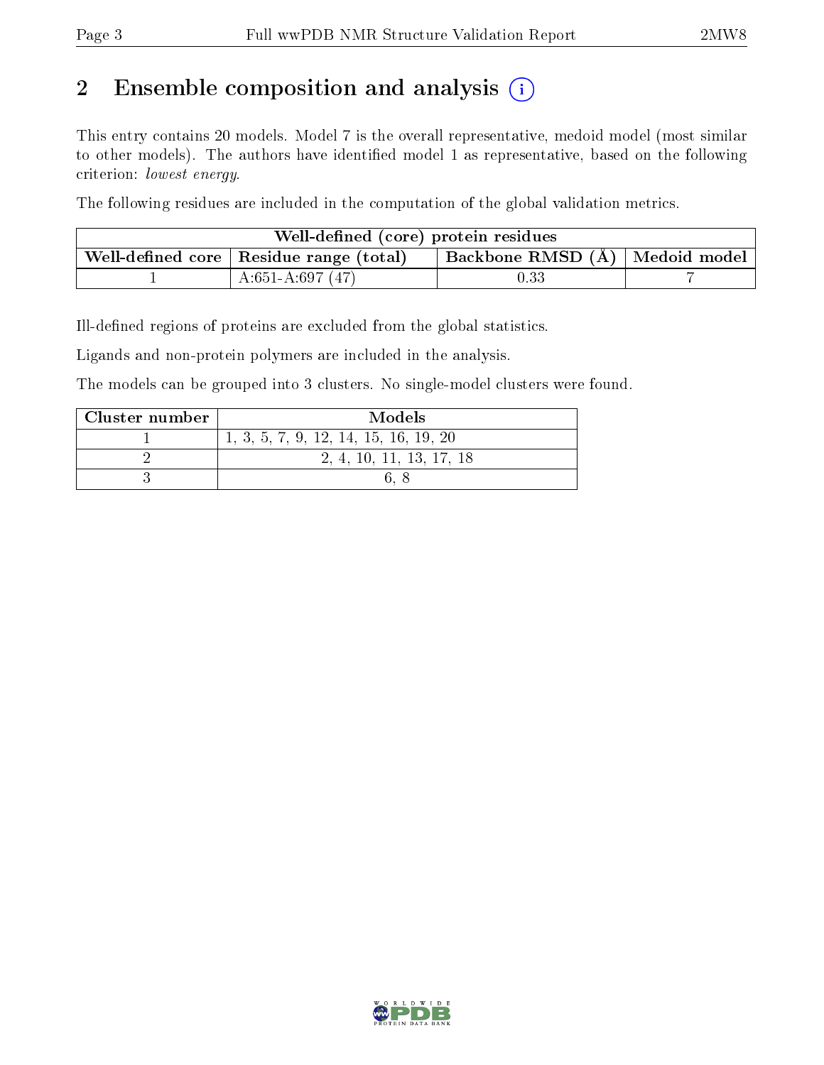# 2 Ensemble composition and analysis

This entry contains 20 models. Model 7 is the overall representative, medoid model (most similar to other models). The authors have identified model 1 as representative, based on the following criterion: *lowest energy*.

The following residues are included in the computation of the global validation metrics.

| Well-defined (core) protein residues | | | |
|---|---|---|---|
| Well-defined core | Residue range (total) | Backbone RMSD (Å) | Medoid model |
| 1 | A:651-A:697 (47) | 0.33 | 7 |

Ill-defined regions of proteins are excluded from the global statistics.

Ligands and non-protein polymers are included in the analysis.

The models can be grouped into 3 clusters. No single-model clusters were found.

| Cluster number | Models |
|---|---|
| 1 | 1, 3, 5, 7, 9, 12, 14, 15, 16, 19, 20 |
| 2 | 2, 4, 10, 11, 13, 17, 18 |
| 3 | 6, 8 |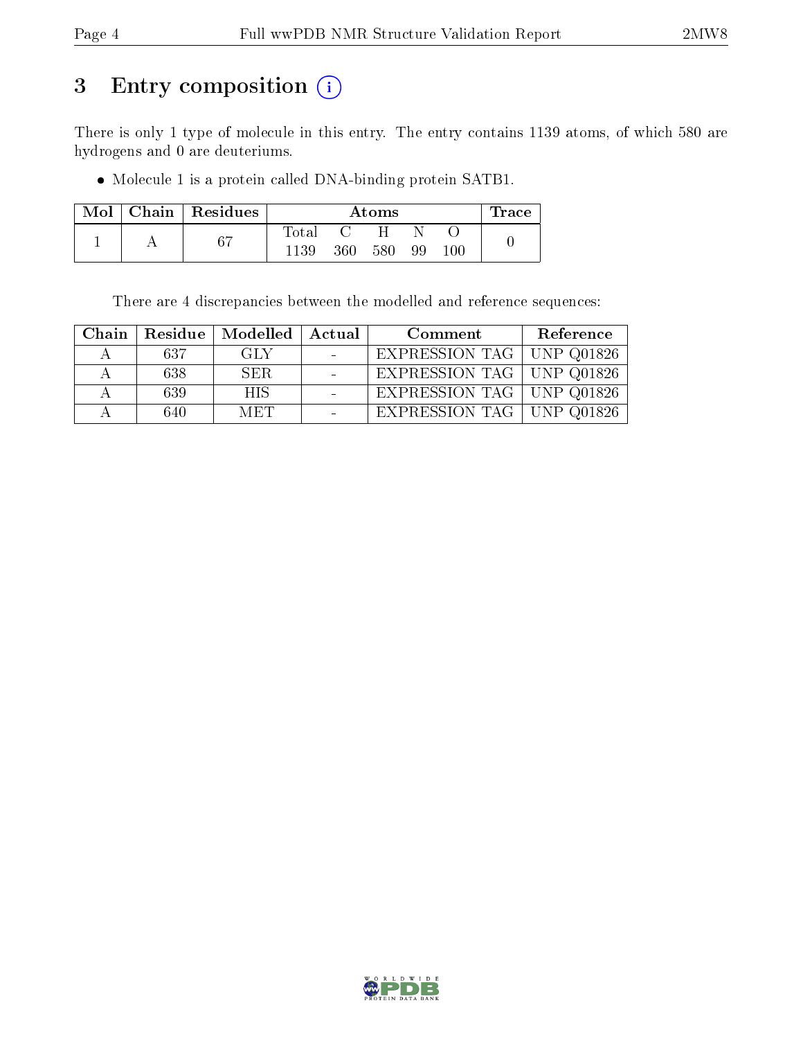# 3 Entry composition (i)

There is only 1 type of molecule in this entry. The entry contains 1139 atoms, of which 580 are hydrogens and 0 are deuteriums.

- Molecule 1 is a protein called DNA-binding protein SATB1.

| Mol | Chain | Residues | Atoms | | | | | Trace |
|---|---|---|---|---|---|---|---|---|
| | | | Total | C | H | N | O | |
| 1 | A | 67 | 1139 | 360 | 580 | 99 | 100 | 0 |

There are 4 discrepancies between the modelled and reference sequences:

| Chain | Residue | Modelled | Actual | Comment | Reference |
|---|---|---|---|---|---|
| A | 637 | GLY | - | EXPRESSION TAG | UNP Q01826 |
| A | 638 | SER | - | EXPRESSION TAG | UNP Q01826 |
| A | 639 | HIS | - | EXPRESSION TAG | UNP Q01826 |
| A | 640 | MET | - | EXPRESSION TAG | UNP Q01826 |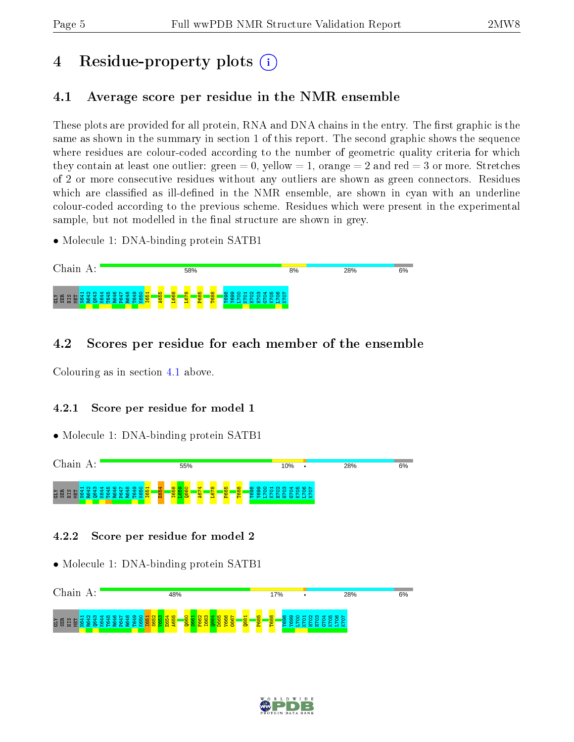# 4 Residue-property plots

## 4.1 Average score per residue in the NMR ensemble

These plots are provided for all protein, RNA and DNA chains in the entry. The first graphic is the same as shown in the summary in section 1 of this report. The second graphic shows the sequence where residues are colour-coded according to the number of geometric quality criteria for which they contain at least one outlier: green = 0, yellow = 1, orange = 2 and red = 3 or more. Stretches of 2 or more consecutive residues without any outliers are shown as green connectors. Residues which are classified as ill-defined in the NMR ensemble, are shown in cyan with an underline colour-coded according to the previous scheme. Residues which were present in the experimental sample, but not modelled in the final structure are shown in grey.

- Molecule 1: DNA-binding protein SATB1

Chain A: 58% 8% 28% 6%

GLY SER HIS MET N641 R642 Q643 K644 T645 R646 P647 R648 T649 K650 I651 A655 L668 L678 P685 T688 Y698 Y699 L700 K701 H702 H703 G704 K705 L706 K707

## 4.2 Scores per residue for each member of the ensemble

Colouring as in section 4.1 above.

### 4.2.1 Score per residue for model 1

- Molecule 1: DNA-binding protein SATB1

Chain A: 55% 10% • 28% 6%

GLY SER HIS MET N641 R642 Q643 K644 T645 R646 P647 R648 T649 K650 I651 E654 I658 L659 Q660 A674 L678 P685 T688 Y698 Y699 L700 K701 H702 H703 G704 K705 L706 K707

### 4.2.2 Score per residue for model 2

- Molecule 1: DNA-binding protein SATB1

Chain A: 48% 17% • 28% 6%

GLY SER HIS MET N641 R642 Q643 K644 T645 R646 P647 R648 T649 K650 I651 S652 V653 E654 A655 Q660 S661 F662 I663 Q664 D665 V666 G667 Q681 P685 T688 Y698 Y699 L700 K701 H702 H703 G704 K705 L706 K707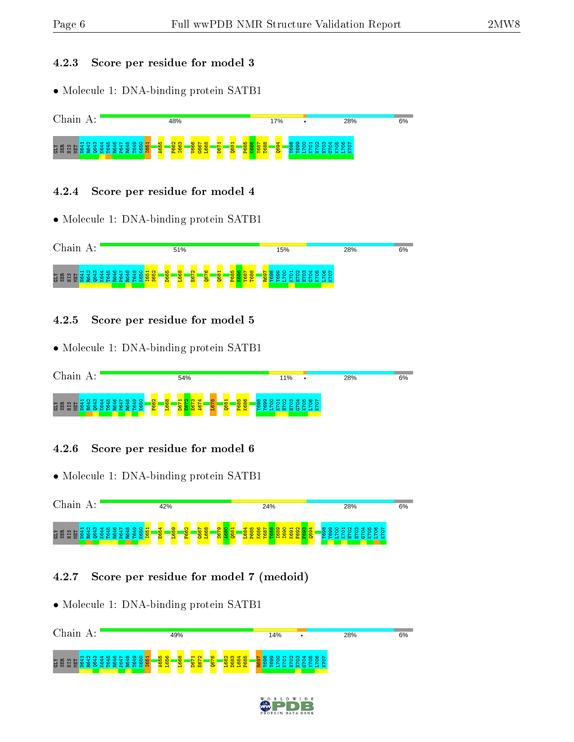### 4.2.3 Score per residue for model 3

- Molecule 1: DNA-binding protein SATB1

Chain A: 48% 17% • 28% 6%

GLY SER HIS MET N641 R642 Q643 K644 T645 R646 P647 R648 T649 K650 I651 A655 F662 I663 V666 G667 L668 D671 Q681 P685 K686 Y687 T688 Q694 Y698 Y699 L700 K701 H702 H703 G704 K705 L706 K707

### 4.2.4 Score per residue for model 4

- Molecule 1: DNA-binding protein SATB1

Chain A: 51% 15% 28% 6%

GLY SER HIS MET N641 R642 Q643 K644 T645 R646 P647 R648 T649 K650 I651 S652 D665 L668 E672 Q676 Q681 P685 K686 Y687 T688 R697 Y698 Y699 L700 K701 H702 H703 G704 K705 L706 K707

### 4.2.5 Score per residue for model 5

- Molecule 1: DNA-binding protein SATB1

Chain A: 54% 11% • 28% 6%

GLY SER HIS MET N641 R642 Q643 K644 T645 R646 P647 R648 T649 K650 F662 L668 D671 E672 E673 A674 L678 Q681 P685 K686 Y698 Y699 L700 K701 H702 H703 G704 K705 L706 K707

### 4.2.6 Score per residue for model 6

- Molecule 1: DNA-binding protein SATB1

Chain A: 42% 24% 28% 6%

GLY SER HIS MET N641 R642 Q643 K644 T645 R646 P647 R648 T649 K650 I651 E654 L659 F662 G667 L668 S679 A680 Q681 L684 P685 K686 Y687 T688 I689 D690 K691 F692 P693 Q694 Y698 Y699 L700 K701 H702 H703 G704 K705 L706 K707

### 4.2.7 Score per residue for model 7 (medoid)

- Molecule 1: DNA-binding protein SATB1

Chain A: 49% 14% • 28% 6%

GLY SER HIS MET N641 R642 Q643 K644 T645 R646 P647 R648 T649 K650 I651 A655 L656 L668 D671 E672 Q676 L682 D683 L684 P685 R697 Y698 Y699 L700 K701 H702 H703 G704 K705 L706 K707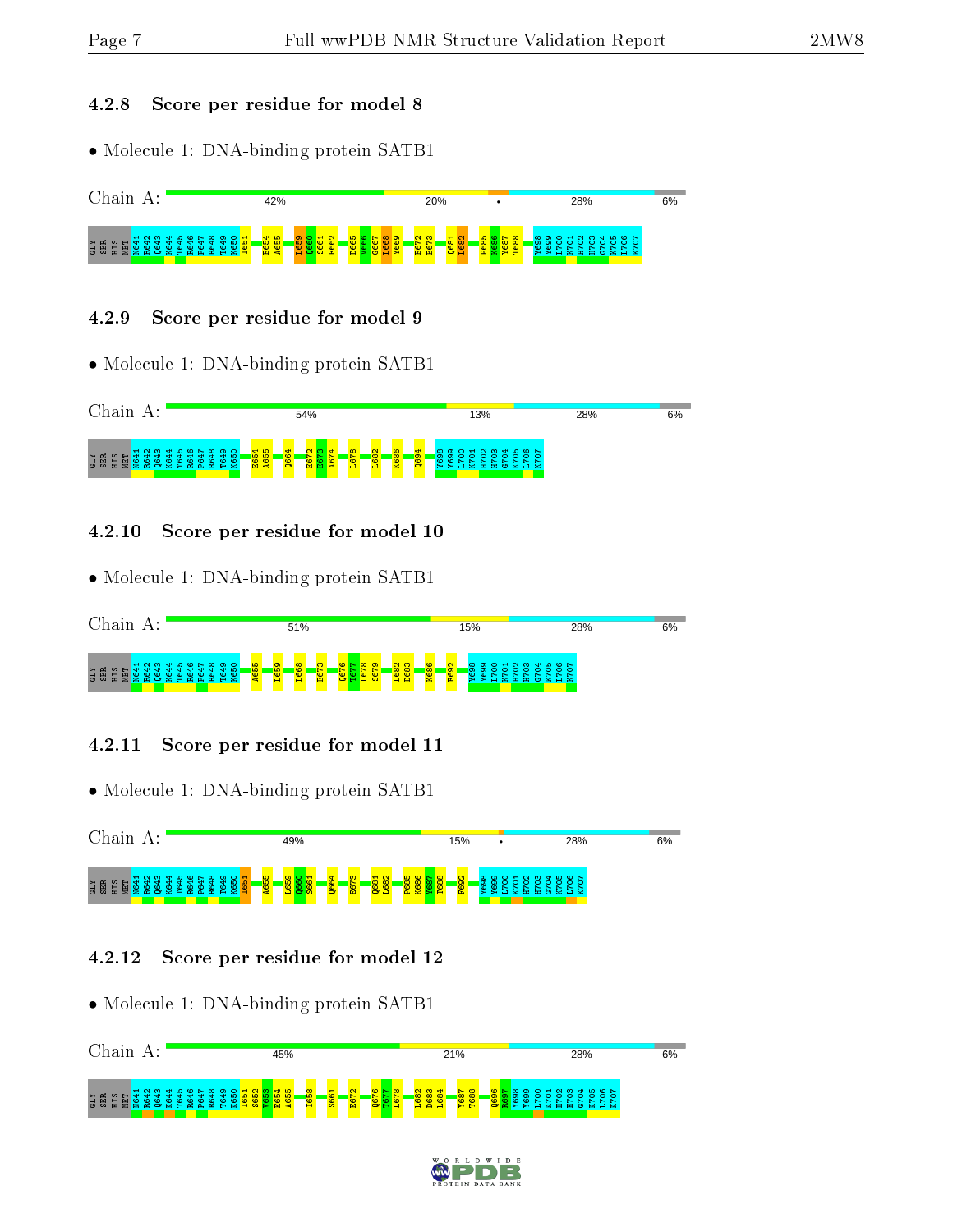### 4.2.8 Score per residue for model 8

- Molecule 1: DNA-binding protein SATB1

Chain A: 42% 20% • 28% 6%

GLY SER HIS MET N641 R642 Q643 K644 T645 R646 P647 R648 T649 K650 I651 E654 A655 L659 Q660 S661 F662 D665 V666 G667 L668 Y669 E672 E673 Q681 L682 P685 K686 Y687 T688 Y698 Y699 L700 K701 H702 H703 G704 K705 L706 K707

### 4.2.9 Score per residue for model 9

- Molecule 1: DNA-binding protein SATB1

Chain A: 54% 13% 28% 6%

GLY SER HIS MET N641 R642 Q643 K644 T645 R646 P647 R648 T649 K650 E654 A655 Q664 E672 E673 A674 L678 L682 K686 Q694 Y698 Y699 L700 K701 H702 H703 G704 K705 L706 K707

### 4.2.10 Score per residue for model 10

- Molecule 1: DNA-binding protein SATB1

Chain A: 51% 15% 28% 6%

GLY SER HIS MET N641 R642 Q643 K644 T645 R646 P647 R648 T649 K650 A655 L659 L668 E673 Q676 T677 L678 S679 L682 D683 K686 F692 Y698 Y699 L700 K701 H702 H703 G704 K705 L706 K707

### 4.2.11 Score per residue for model 11

- Molecule 1: DNA-binding protein SATB1

Chain A: 49% 15% • 28% 6%

GLY SER HIS MET N641 R642 Q643 K644 T645 R646 P647 R648 T649 K650 I651 A655 L659 Q660 S661 Q664 E673 Q681 L682 P685 K686 Y687 T688 F692 Y698 Y699 L700 K701 H702 H703 G704 K705 L706 K707

### 4.2.12 Score per residue for model 12

- Molecule 1: DNA-binding protein SATB1

Chain A: 45% 21% 28% 6%

GLY SER HIS MET N641 R642 Q643 K644 T645 R646 P647 R648 T649 K650 I651 S652 V653 E654 A655 I658 S661 E672 Q676 T677 L678 L682 D683 L684 Y687 T688 Q696 H697 Y698 Y699 L700 K701 H702 H703 G704 K705 L706 K707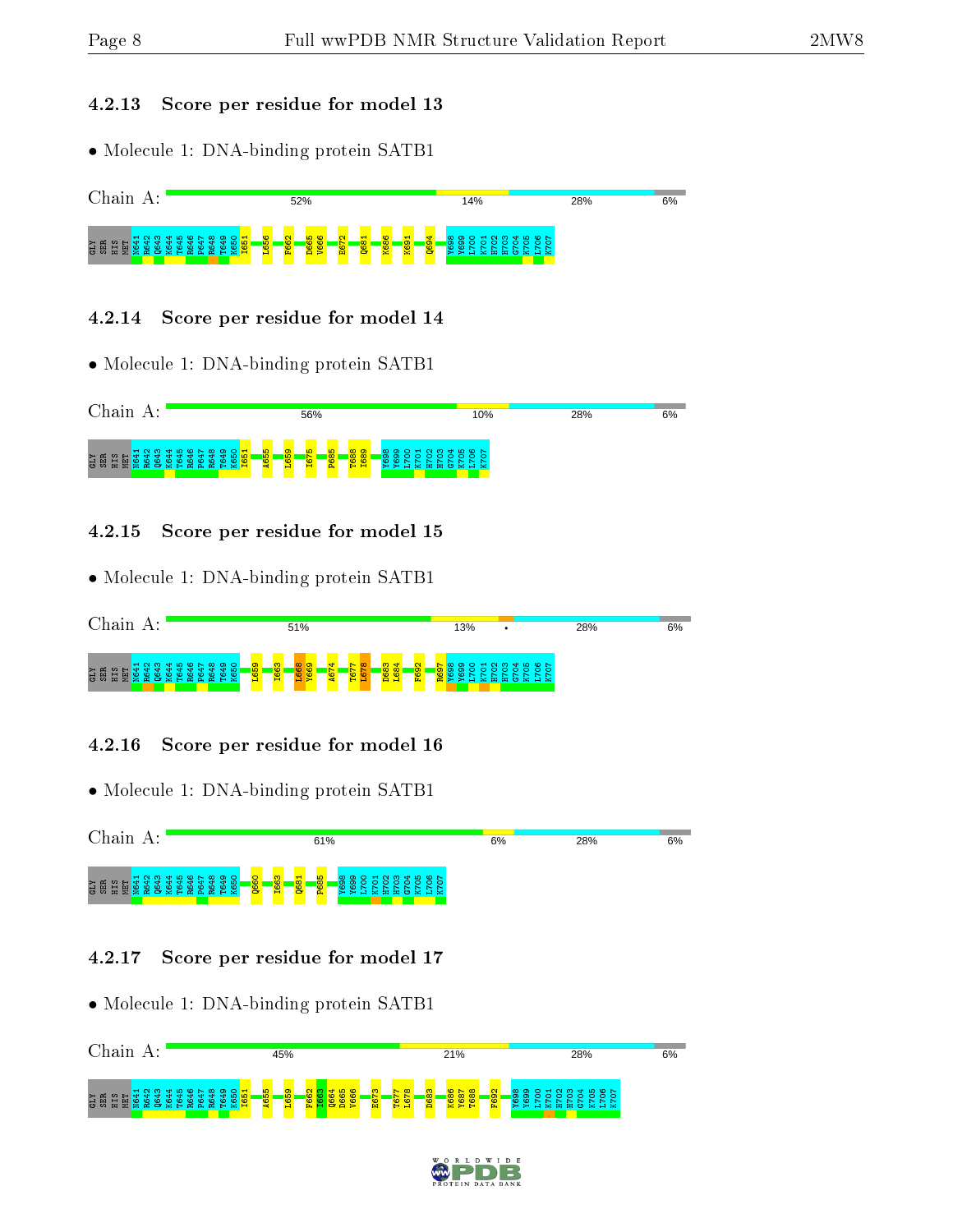### 4.2.13 Score per residue for model 13

- Molecule 1: DNA-binding protein SATB1

Chain A: 52% 14% 28% 6%

GLY SER HIS MET N641 R642 Q643 K644 T645 R646 P647 R648 T649 K650 I651 L656 F662 D665 V666 E672 Q681 K686 K691 Q694 Y698 Y699 L700 K701 H702 H703 G704 K705 L706 K707

### 4.2.14 Score per residue for model 14

- Molecule 1: DNA-binding protein SATB1

Chain A: 56% 10% 28% 6%

GLY SER HIS MET N641 R642 Q643 K644 T645 R646 P647 R648 T649 K650 I651 A655 L659 I675 P685 T688 I689 Y698 Y699 L700 K701 H702 H703 G704 K705 L706 K707

### 4.2.15 Score per residue for model 15

- Molecule 1: DNA-binding protein SATB1

Chain A: 51% 13% • 28% 6%

GLY SER HIS MET N641 R642 Q643 K644 T645 R646 P647 R648 T649 K650 L659 I663 L668 V669 A674 T677 L678 D683 L684 F692 R697 Y698 Y699 L700 K701 H702 H703 G704 K705 L706 K707

### 4.2.16 Score per residue for model 16

- Molecule 1: DNA-binding protein SATB1

Chain A: 61% 6% 28% 6%

GLY SER HIS MET N641 R642 Q643 K644 T645 R646 P647 R648 T649 K650 Q660 I663 Q681 P685 Y698 Y699 L700 K701 H702 H703 G704 K705 L706 K707

### 4.2.17 Score per residue for model 17

- Molecule 1: DNA-binding protein SATB1

Chain A: 45% 21% 28% 6%

GLY SER HIS MET N641 R642 Q643 K644 T645 R646 P647 R648 T649 K650 I651 A655 L659 F662 I663 Q664 D665 V666 E673 T677 L678 D683 K686 Y687 T688 F692 Y698 Y699 L700 K701 H702 H703 G704 K705 L706 K707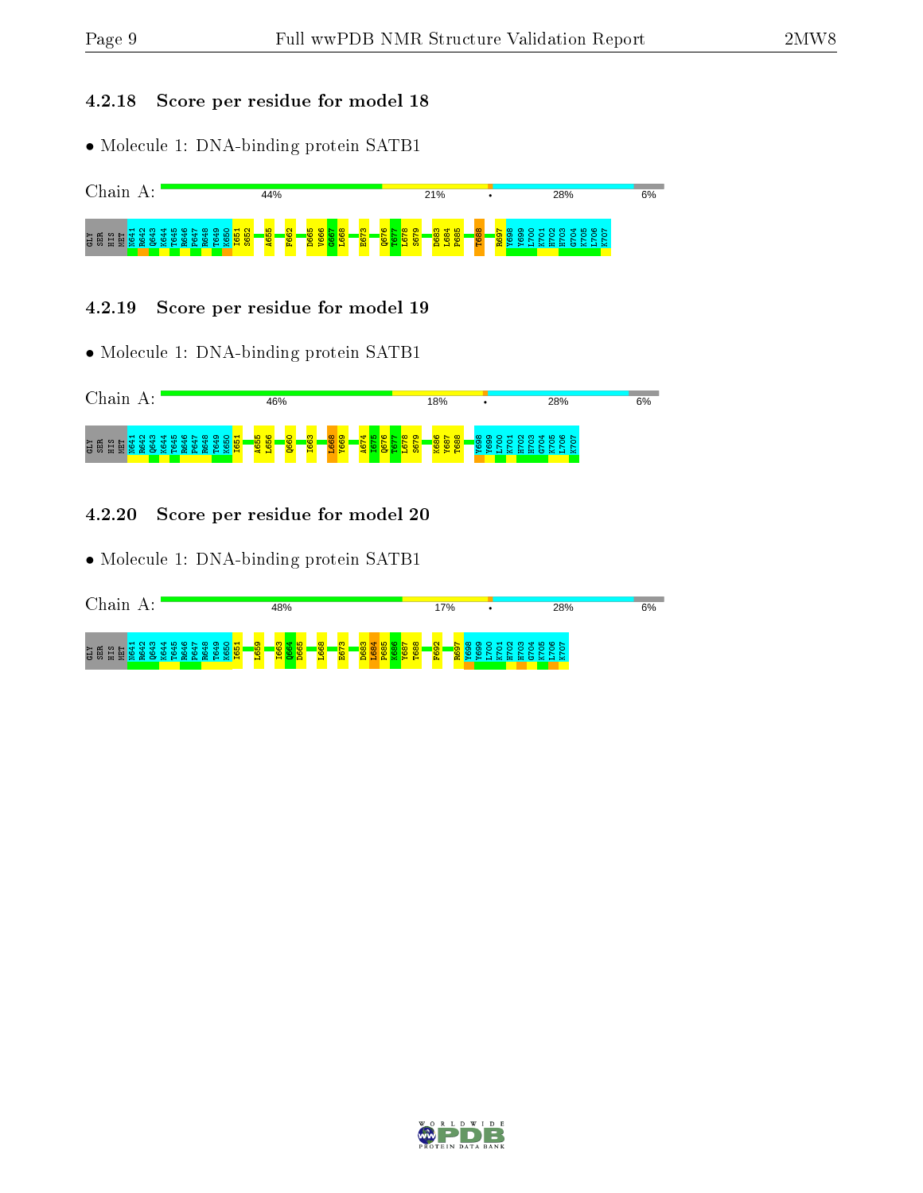### 4.2.18 Score per residue for model 18

• Molecule 1: DNA-binding protein SATB1

Chain A: 44% 21% • 28% 6%

GLY SER HIS MET N641 R642 Q643 K644 T645 R646 P647 R648 T649 K650 I651 S652 A655 F662 D665 V666 G667 L668 E673 Q676 T677 L678 S679 D683 L684 P685 T688 R697 Y698 Y699 L700 K701 H702 H703 G704 K705 L706 K707

### 4.2.19 Score per residue for model 19

• Molecule 1: DNA-binding protein SATB1

Chain A: 46% 18% • 28% 6%

GLY SER HIS MET N641 R642 Q643 K644 T645 R646 P647 R648 T649 K650 I651 A655 L656 Q660 I663 L668 Y669 A674 I675 Q676 T677 L678 S679 K686 Y687 T688 Y698 Y699 L700 K701 H702 H703 G704 K705 L706 K707

### 4.2.20 Score per residue for model 20

• Molecule 1: DNA-binding protein SATB1

Chain A: 48% 17% • 28% 6%

GLY SER HIS MET N641 R642 Q643 K644 T645 R646 P647 R648 T649 K650 I651 L659 I663 Q664 D665 L668 E673 D683 L684 P685 K686 Y687 T688 F692 R697 Y698 Y699 L700 K701 H702 H703 G704 K705 L706 K707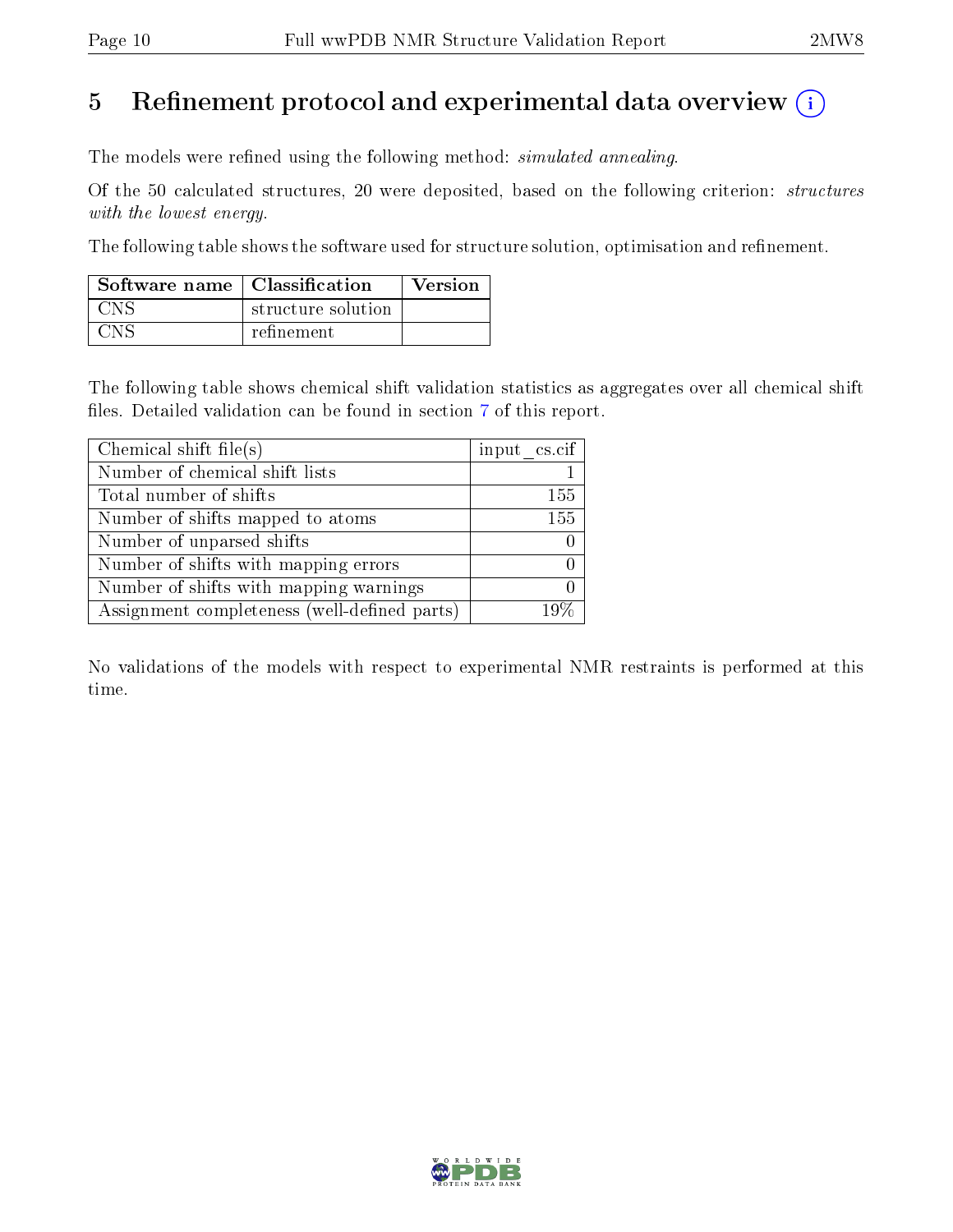# 5 Refinement protocol and experimental data overview (i)

The models were refined using the following method: *simulated annealing*.

Of the 50 calculated structures, 20 were deposited, based on the following criterion: *structures with the lowest energy*.

The following table shows the software used for structure solution, optimisation and refinement.

| Software name | Classification | Version |
|---|---|---|
| CNS | structure solution | |
| CNS | refinement | |

The following table shows chemical shift validation statistics as aggregates over all chemical shift files. Detailed validation can be found in section 7 of this report.

| Chemical shift file(s) | input_cs.cif |
|---|---|
| Number of chemical shift lists | 1 |
| Total number of shifts | 155 |
| Number of shifts mapped to atoms | 155 |
| Number of unparsed shifts | 0 |
| Number of shifts with mapping errors | 0 |
| Number of shifts with mapping warnings | 0 |
| Assignment completeness (well-defined parts) | 19% |

No validations of the models with respect to experimental NMR restraints is performed at this time.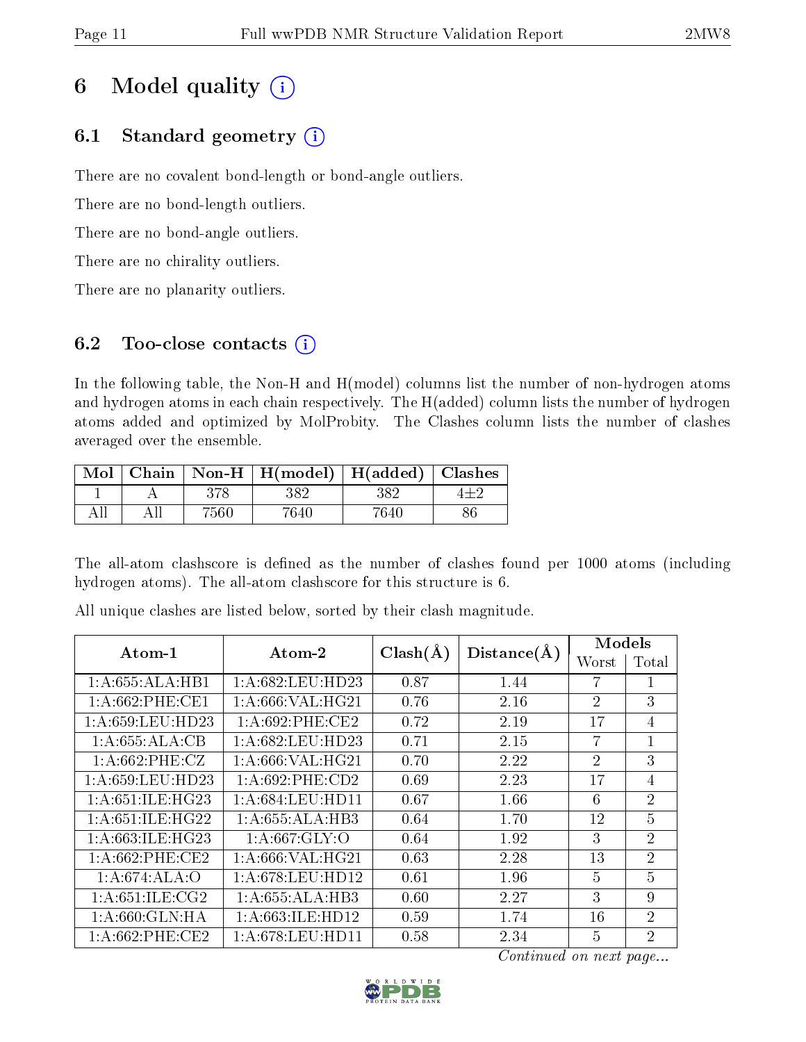# 6 Model quality (i)

## 6.1 Standard geometry (i)

There are no covalent bond-length or bond-angle outliers.

There are no bond-length outliers.

There are no bond-angle outliers.

There are no chirality outliers.

There are no planarity outliers.

## 6.2 Too-close contacts (i)

In the following table, the Non-H and H(model) columns list the number of non-hydrogen atoms and hydrogen atoms in each chain respectively. The H(added) column lists the number of hydrogen atoms added and optimized by MolProbity. The Clashes column lists the number of clashes averaged over the ensemble.

| Mol | Chain | Non-H | H(model) | H(added) | Clashes |
|---|---|---|---|---|---|
| 1 | A | 378 | 382 | 382 | 4±2 |
| All | All | 7560 | 7640 | 7640 | 86 |

The all-atom clashscore is defined as the number of clashes found per 1000 atoms (including hydrogen atoms). The all-atom clashscore for this structure is 6.

All unique clashes are listed below, sorted by their clash magnitude.

| Atom-1 | Atom-2 | Clash(Å) | Distance(Å) | Models | |
|---|---|---|---|---|---|
| | | | | Worst | Total |
| 1:A:655:ALA:HB1 | 1:A:682:LEU:HD23 | 0.87 | 1.44 | 7 | 1 |
| 1:A:662:PHE:CE1 | 1:A:666:VAL:HG21 | 0.76 | 2.16 | 2 | 3 |
| 1:A:659:LEU:HD23 | 1:A:692:PHE:CE2 | 0.72 | 2.19 | 17 | 4 |
| 1:A:655:ALA:CB | 1:A:682:LEU:HD23 | 0.71 | 2.15 | 7 | 1 |
| 1:A:662:PHE:CZ | 1:A:666:VAL:HG21 | 0.70 | 2.22 | 2 | 3 |
| 1:A:659:LEU:HD23 | 1:A:692:PHE:CD2 | 0.69 | 2.23 | 17 | 4 |
| 1:A:651:ILE:HG23 | 1:A:684:LEU:HD11 | 0.67 | 1.66 | 6 | 2 |
| 1:A:651:ILE:HG22 | 1:A:655:ALA:HB3 | 0.64 | 1.70 | 12 | 5 |
| 1:A:663:ILE:HG23 | 1:A:667:GLY:O | 0.64 | 1.92 | 3 | 2 |
| 1:A:662:PHE:CE2 | 1:A:666:VAL:HG21 | 0.63 | 2.28 | 13 | 2 |
| 1:A:674:ALA:O | 1:A:678:LEU:HD12 | 0.61 | 1.96 | 5 | 5 |
| 1:A:651:ILE:CG2 | 1:A:655:ALA:HB3 | 0.60 | 2.27 | 3 | 9 |
| 1:A:660:GLN:HA | 1:A:663:ILE:HD12 | 0.59 | 1.74 | 16 | 2 |
| 1:A:662:PHE:CE2 | 1:A:678:LEU:HD11 | 0.58 | 2.34 | 5 | 2 |

*Continued on next page...*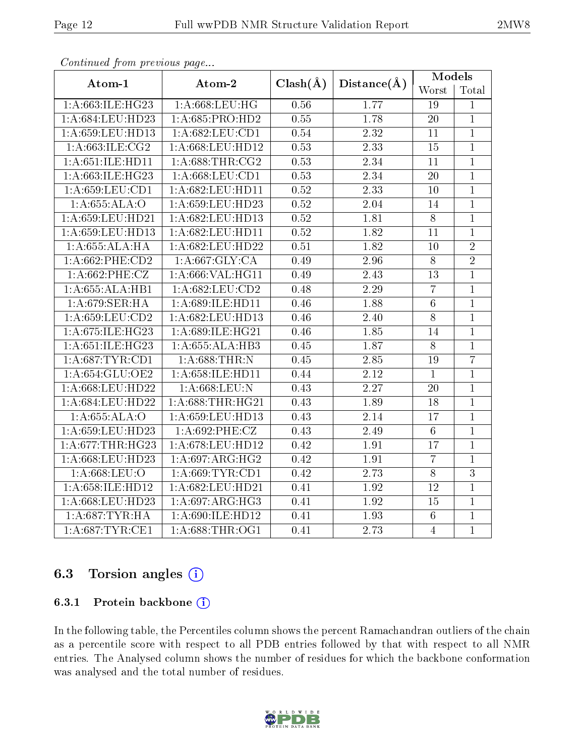*Continued from previous page...*

| Atom-1 | Atom-2 | Clash(Å) | Distance(Å) | Models | |
|---|---|---|---|---|---|
| | | | | Worst | Total |
| 1:A:663:ILE:HG23 | 1:A:668:LEU:HG | 0.56 | 1.77 | 19 | 1 |
| 1:A:684:LEU:HD23 | 1:A:685:PRO:HD2 | 0.55 | 1.78 | 20 | 1 |
| 1:A:659:LEU:HD13 | 1:A:682:LEU:CD1 | 0.54 | 2.32 | 11 | 1 |
| 1:A:663:ILE:CG2 | 1:A:668:LEU:HD12 | 0.53 | 2.33 | 15 | 1 |
| 1:A:651:ILE:HD11 | 1:A:688:THR:CG2 | 0.53 | 2.34 | 11 | 1 |
| 1:A:663:ILE:HG23 | 1:A:668:LEU:CD1 | 0.53 | 2.34 | 20 | 1 |
| 1:A:659:LEU:CD1 | 1:A:682:LEU:HD11 | 0.52 | 2.33 | 10 | 1 |
| 1:A:655:ALA:O | 1:A:659:LEU:HD23 | 0.52 | 2.04 | 14 | 1 |
| 1:A:659:LEU:HD21 | 1:A:682:LEU:HD13 | 0.52 | 1.81 | 8 | 1 |
| 1:A:659:LEU:HD13 | 1:A:682:LEU:HD11 | 0.52 | 1.82 | 11 | 1 |
| 1:A:655:ALA:HA | 1:A:682:LEU:HD22 | 0.51 | 1.82 | 10 | 2 |
| 1:A:662:PHE:CD2 | 1:A:667:GLY:CA | 0.49 | 2.96 | 8 | 2 |
| 1:A:662:PHE:CZ | 1:A:666:VAL:HG11 | 0.49 | 2.43 | 13 | 1 |
| 1:A:655:ALA:HB1 | 1:A:682:LEU:CD2 | 0.48 | 2.29 | 7 | 1 |
| 1:A:679:SER:HA | 1:A:689:ILE:HD11 | 0.46 | 1.88 | 6 | 1 |
| 1:A:659:LEU:CD2 | 1:A:682:LEU:HD13 | 0.46 | 2.40 | 8 | 1 |
| 1:A:675:ILE:HG23 | 1:A:689:ILE:HG21 | 0.46 | 1.85 | 14 | 1 |
| 1:A:651:ILE:HG23 | 1:A:655:ALA:HB3 | 0.45 | 1.87 | 8 | 1 |
| 1:A:687:TYR:CD1 | 1:A:688:THR:N | 0.45 | 2.85 | 19 | 7 |
| 1:A:654:GLU:OE2 | 1:A:658:ILE:HD11 | 0.44 | 2.12 | 1 | 1 |
| 1:A:668:LEU:HD22 | 1:A:668:LEU:N | 0.43 | 2.27 | 20 | 1 |
| 1:A:684:LEU:HD22 | 1:A:688:THR:HG21 | 0.43 | 1.89 | 18 | 1 |
| 1:A:655:ALA:O | 1:A:659:LEU:HD13 | 0.43 | 2.14 | 17 | 1 |
| 1:A:659:LEU:HD23 | 1:A:692:PHE:CZ | 0.43 | 2.49 | 6 | 1 |
| 1:A:677:THR:HG23 | 1:A:678:LEU:HD12 | 0.42 | 1.91 | 17 | 1 |
| 1:A:668:LEU:HD23 | 1:A:697:ARG:HG2 | 0.42 | 1.91 | 7 | 1 |
| 1:A:668:LEU:O | 1:A:669:TYR:CD1 | 0.42 | 2.73 | 8 | 3 |
| 1:A:658:ILE:HD12 | 1:A:682:LEU:HD21 | 0.41 | 1.92 | 12 | 1 |
| 1:A:668:LEU:HD23 | 1:A:697:ARG:HG3 | 0.41 | 1.92 | 15 | 1 |
| 1:A:687:TYR:HA | 1:A:690:ILE:HD12 | 0.41 | 1.93 | 6 | 1 |
| 1:A:687:TYR:CE1 | 1:A:688:THR:OG1 | 0.41 | 2.73 | 4 | 1 |

## 6.3 Torsion angles (i)

### 6.3.1 Protein backbone (i)

In the following table, the Percentiles column shows the percent Ramachandran outliers of the chain as a percentile score with respect to all PDB entries followed by that with respect to all NMR entries. The Analysed column shows the number of residues for which the backbone conformation was analysed and the total number of residues.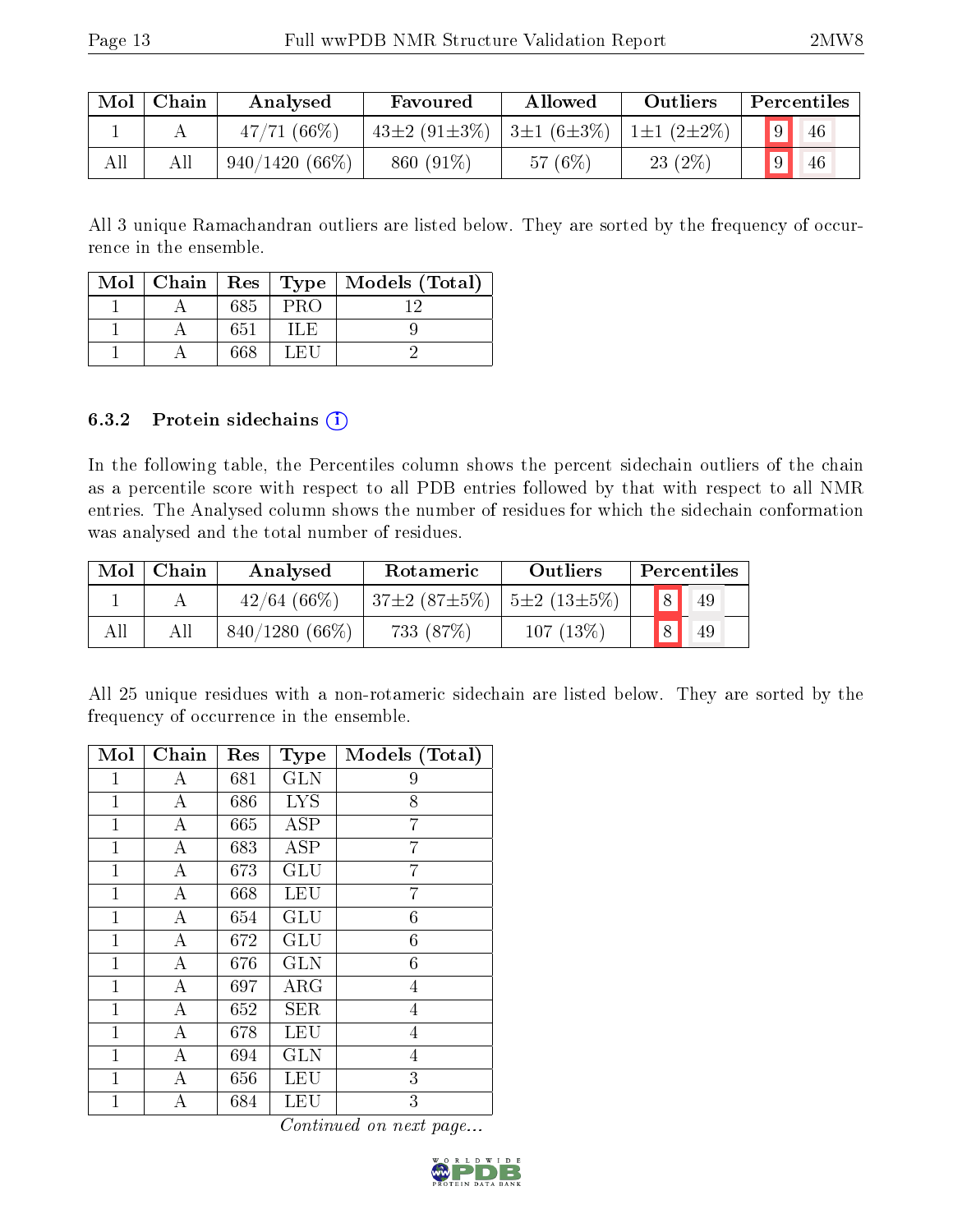| Mol | Chain | Analysed | Favoured | Allowed | Outliers | Percentiles | |
|---|---|---|---|---|---|---|---|
| 1 | A | 47/71 (66%) | 43±2 (91±3%) | 3±1 (6±3%) | 1±1 (2±2%) | 9 | 46 |
| All | All | 940/1420 (66%) | 860 (91%) | 57 (6%) | 23 (2%) | 9 | 46 |

All 3 unique Ramachandran outliers are listed below. They are sorted by the frequency of occurrence in the ensemble.

| Mol | Chain | Res | Type | Models (Total) |
|---|---|---|---|---|
| 1 | A | 685 | PRO | 12 |
| 1 | A | 651 | ILE | 9 |
| 1 | A | 668 | LEU | 2 |

### 6.3.2 Protein sidechains

In the following table, the Percentiles column shows the percent sidechain outliers of the chain as a percentile score with respect to all PDB entries followed by that with respect to all NMR entries. The Analysed column shows the number of residues for which the sidechain conformation was analysed and the total number of residues.

| Mol | Chain | Analysed | Rotameric | Outliers | Percentiles | |
|---|---|---|---|---|---|---|
| 1 | A | 42/64 (66%) | 37±2 (87±5%) | 5±2 (13±5%) | 8 | 49 |
| All | All | 840/1280 (66%) | 733 (87%) | 107 (13%) | 8 | 49 |

All 25 unique residues with a non-rotameric sidechain are listed below. They are sorted by the frequency of occurrence in the ensemble.

| Mol | Chain | Res | Type | Models (Total) |
|---|---|---|---|---|
| 1 | A | 681 | GLN | 9 |
| 1 | A | 686 | LYS | 8 |
| 1 | A | 665 | ASP | 7 |
| 1 | A | 683 | ASP | 7 |
| 1 | A | 673 | GLU | 7 |
| 1 | A | 668 | LEU | 7 |
| 1 | A | 654 | GLU | 6 |
| 1 | A | 672 | GLU | 6 |
| 1 | A | 676 | GLN | 6 |
| 1 | A | 697 | ARG | 4 |
| 1 | A | 652 | SER | 4 |
| 1 | A | 678 | LEU | 4 |
| 1 | A | 694 | GLN | 4 |
| 1 | A | 656 | LEU | 3 |
| 1 | A | 684 | LEU | 3 |

*Continued on next page...*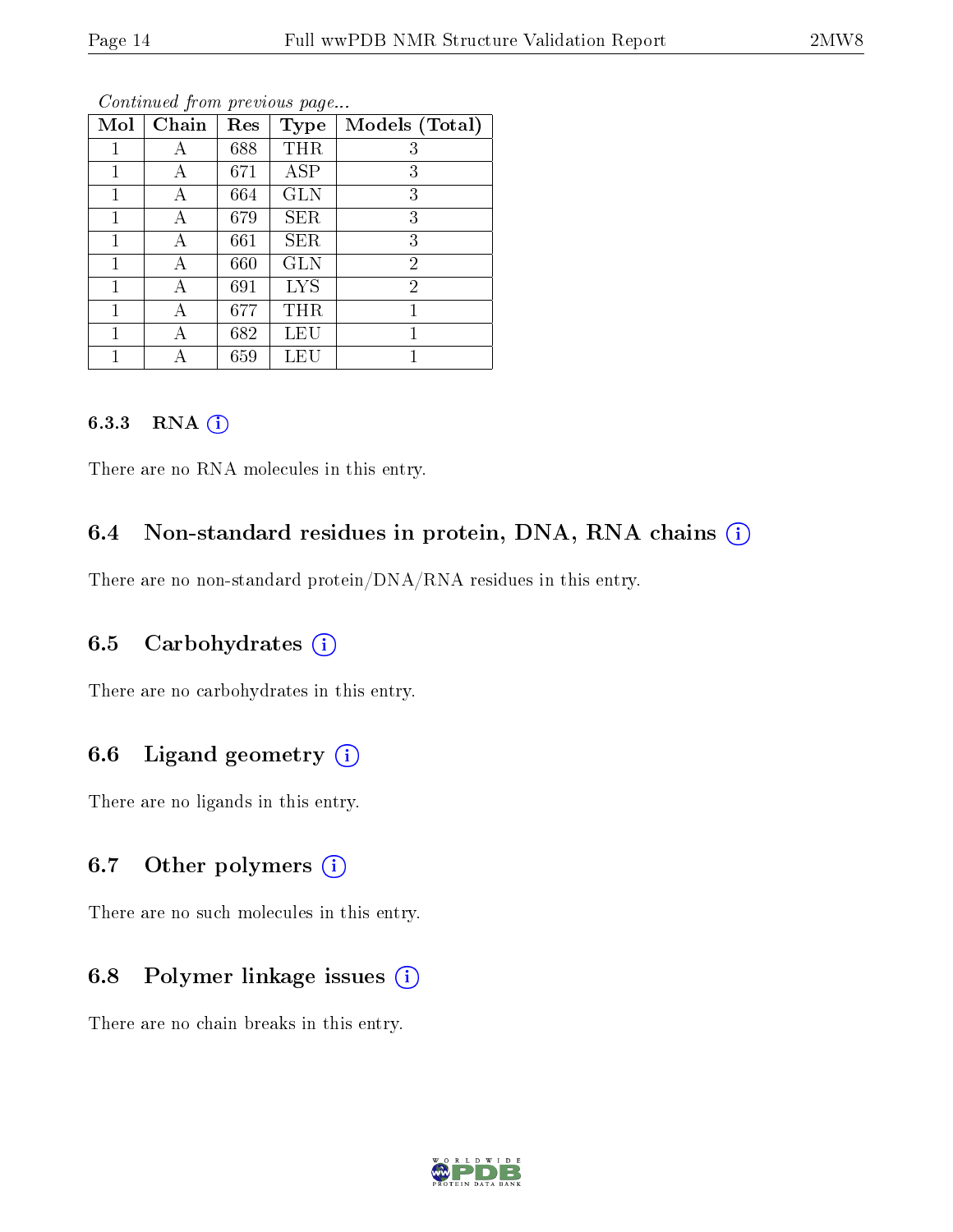*Continued from previous page...*

| Mol | Chain | Res | Type | Models (Total) |
| --- | --- | --- | --- | --- |
| 1 | A | 688 | THR | 3 |
| 1 | A | 671 | ASP | 3 |
| 1 | A | 664 | GLN | 3 |
| 1 | A | 679 | SER | 3 |
| 1 | A | 661 | SER | 3 |
| 1 | A | 660 | GLN | 2 |
| 1 | A | 691 | LYS | 2 |
| 1 | A | 677 | THR | 1 |
| 1 | A | 682 | LEU | 1 |
| 1 | A | 659 | LEU | 1 |

### 6.3.3 RNA

There are no RNA molecules in this entry.

## 6.4 Non-standard residues in protein, DNA, RNA chains

There are no non-standard protein/DNA/RNA residues in this entry.

## 6.5 Carbohydrates

There are no carbohydrates in this entry.

## 6.6 Ligand geometry

There are no ligands in this entry.

## 6.7 Other polymers

There are no such molecules in this entry.

## 6.8 Polymer linkage issues

There are no chain breaks in this entry.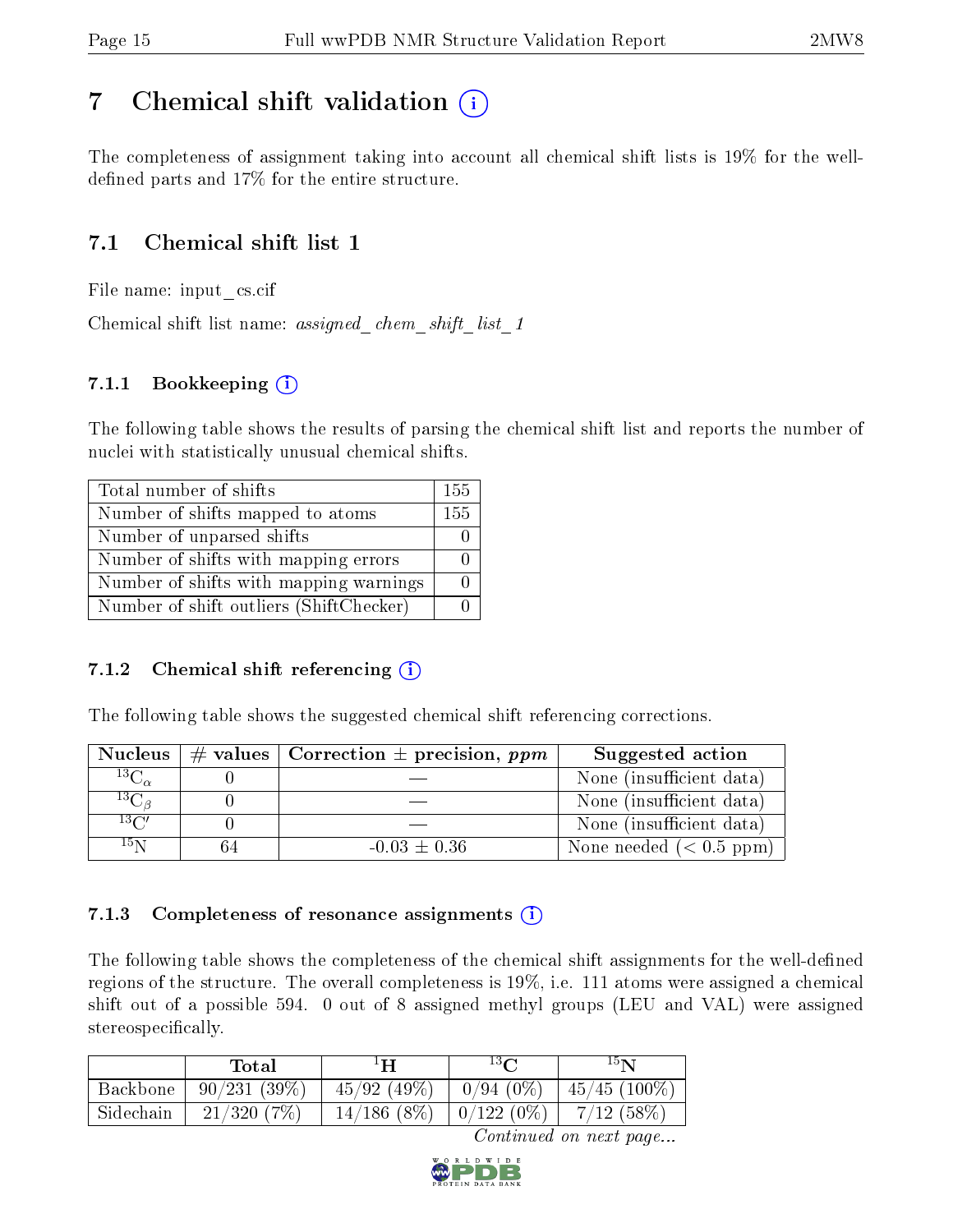# 7 Chemical shift validation (i)

The completeness of assignment taking into account all chemical shift lists is 19% for the well-defined parts and 17% for the entire structure.

## 7.1 Chemical shift list 1

File name: input_cs.cif

Chemical shift list name: *assigned_chem_shift_list_1*

### 7.1.1 Bookkeeping (i)

The following table shows the results of parsing the chemical shift list and reports the number of nuclei with statistically unusual chemical shifts.

| | |
|---|---|
| Total number of shifts | 155 |
| Number of shifts mapped to atoms | 155 |
| Number of unparsed shifts | 0 |
| Number of shifts with mapping errors | 0 |
| Number of shifts with mapping warnings | 0 |
| Number of shift outliers (ShiftChecker) | 0 |

### 7.1.2 Chemical shift referencing (i)

The following table shows the suggested chemical shift referencing corrections.

| Nucleus | # values | Correction ± precision, *ppm* | Suggested action |
|---|---|---|---|
| $^{13}C_{\alpha}$ | 0 | — | None (insufficient data) |
| $^{13}C_{\beta}$ | 0 | — | None (insufficient data) |
| $^{13}C'$ | 0 | — | None (insufficient data) |
| $^{15}N$ | 64 | -0.03 ± 0.36 | None needed (< 0.5 ppm) |

### 7.1.3 Completeness of resonance assignments (i)

The following table shows the completeness of the chemical shift assignments for the well-defined regions of the structure. The overall completeness is 19%, i.e. 111 atoms were assigned a chemical shift out of a possible 594. 0 out of 8 assigned methyl groups (LEU and VAL) were assigned stereospecifically.

| | Total | $^{1}H$ | $^{13}C$ | $^{15}N$ |
|---|---|---|---|---|
| Backbone | 90/231 (39%) | 45/92 (49%) | 0/94 (0%) | 45/45 (100%) |
| Sidechain | 21/320 (7%) | 14/186 (8%) | 0/122 (0%) | 7/12 (58%) |

*Continued on next page...*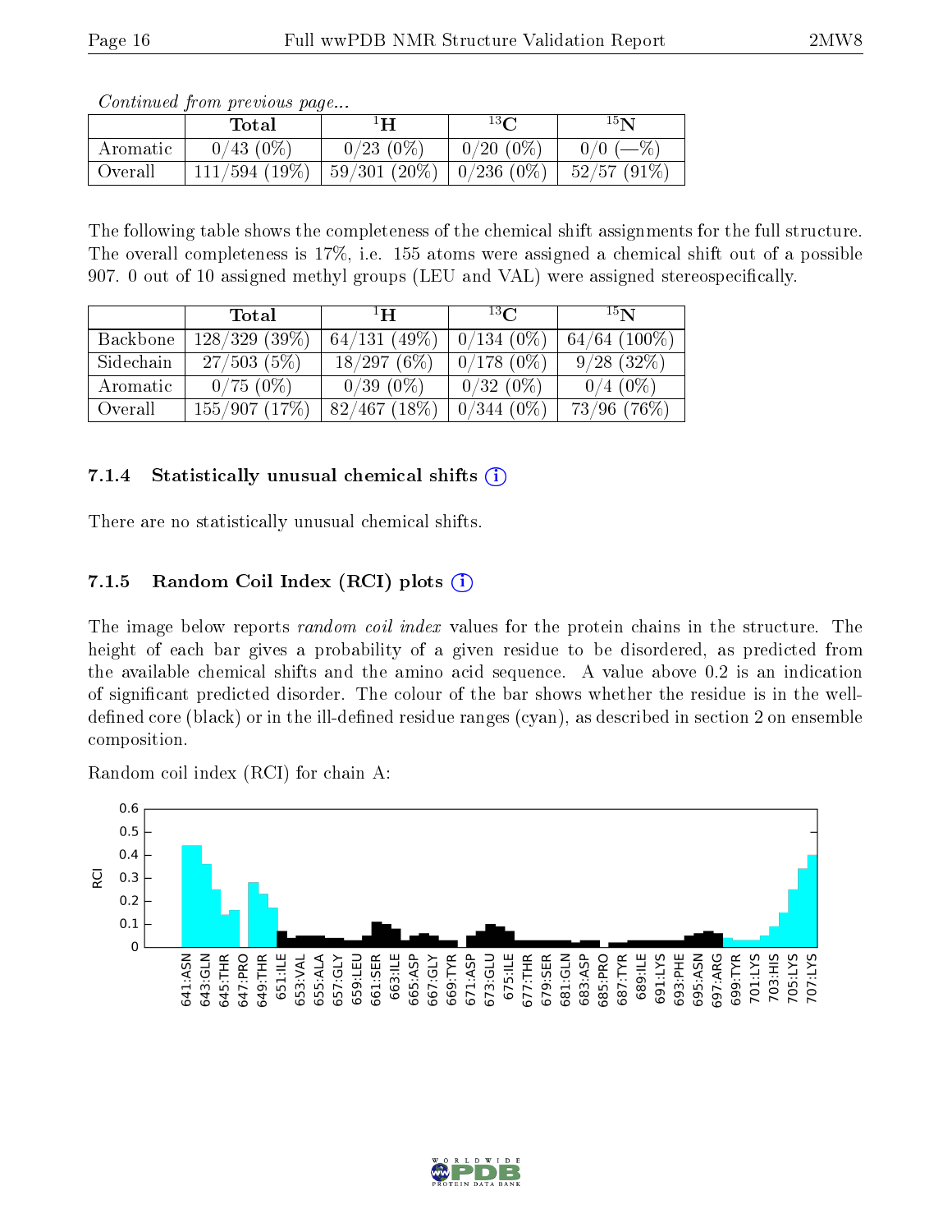*Continued from previous page...*

| | Total | $^{1}$H | $^{13}$C | $^{15}$N |
|---|---|---|---|---|
| Aromatic | 0/43 (0%) | 0/23 (0%) | 0/20 (0%) | 0/0 (—%) |
| Overall | 111/594 (19%) | 59/301 (20%) | 0/236 (0%) | 52/57 (91%) |

The following table shows the completeness of the chemical shift assignments for the full structure. The overall completeness is 17%, i.e. 155 atoms were assigned a chemical shift out of a possible 907. 0 out of 10 assigned methyl groups (LEU and VAL) were assigned stereospecifically.

| | Total | $^{1}$H | $^{13}$C | $^{15}$N |
|---|---|---|---|---|
| Backbone | 128/329 (39%) | 64/131 (49%) | 0/134 (0%) | 64/64 (100%) |
| Sidechain | 27/503 (5%) | 18/297 (6%) | 0/178 (0%) | 9/28 (32%) |
| Aromatic | 0/75 (0%) | 0/39 (0%) | 0/32 (0%) | 0/4 (0%) |
| Overall | 155/907 (17%) | 82/467 (18%) | 0/344 (0%) | 73/96 (76%) |

### 7.1.4 Statistically unusual chemical shifts (i)

There are no statistically unusual chemical shifts.

### 7.1.5 Random Coil Index (RCI) plots (i)

The image below reports *random coil index* values for the protein chains in the structure. The height of each bar gives a probability of a given residue to be disordered, as predicted from the available chemical shifts and the amino acid sequence. A value above 0.2 is an indication of significant predicted disorder. The colour of the bar shows whether the residue is in the well-defined core (black) or in the ill-defined residue ranges (cyan), as described in section 2 on ensemble composition.

Random coil index (RCI) for chain A:

RCI
0.6
0.5
0.4
0.3
0.2
0.1
0
641:ASN 643:GLN 645:THR 647:PRO 649:THR 651:ILE 653:VAL 655:ALA 657:GLY 659:LEU 661:SER 663:ILE 665:ASP 667:GLY 669:TYR 671:ASP 673:GLU 675:ILE 677:THR 679:SER 681:GLN 683:ASP 685:PRO 687:TYR 689:ILE 691:LYS 693:PHE 695:ASN 697:ARG 699:TYR 701:LYS 703:HIS 705:LYS 707:LYS